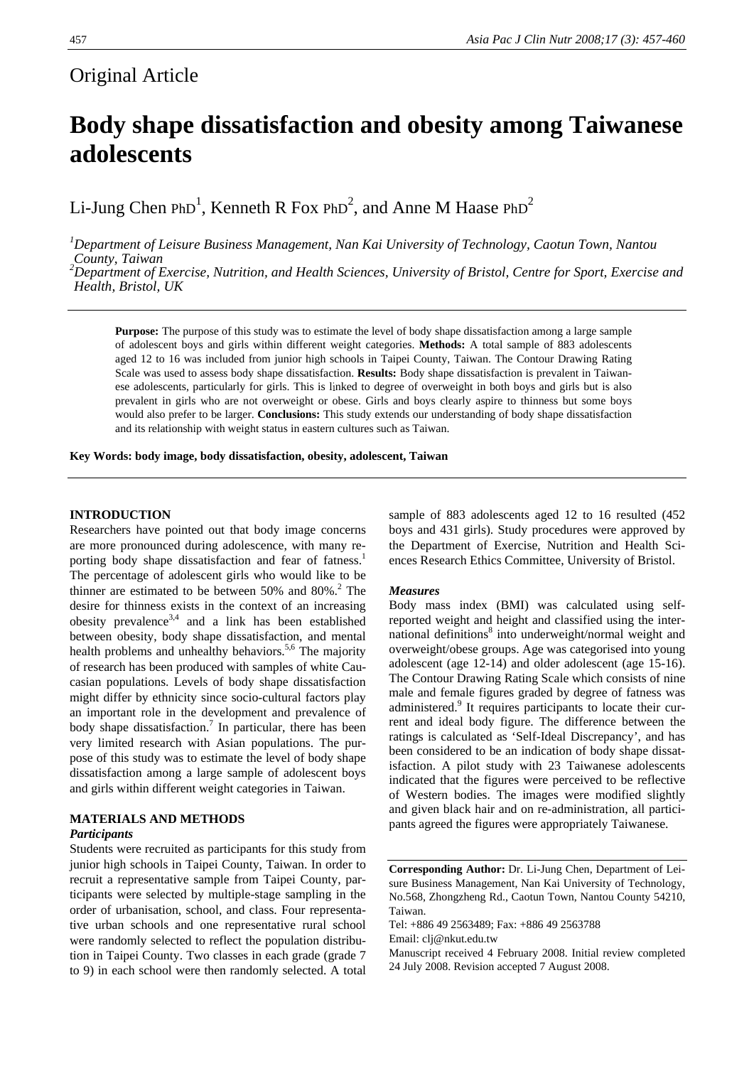Original Article

# Body shape dissatisfaction and obesity among Taiwanese adolescents

Li-Jung Chen PhD[1], Kenneth R Fox PhD[2], and Anne M Haase PhD[2]

[1]*Department of Leisure Business Management, Nan Kai University of Technology, Caotun Town, Nantou County, Taiwan*
[2]*Department of Exercise, Nutrition, and Health Sciences, University of Bristol, Centre for Sport, Exercise and Health, Bristol, UK*

**Purpose:** The purpose of this study was to estimate the level of body shape dissatisfaction among a large sample of adolescent boys and girls within different weight categories. **Methods:** A total sample of 883 adolescents aged 12 to 16 was included from junior high schools in Taipei County, Taiwan. The Contour Drawing Rating Scale was used to assess body shape dissatisfaction. **Results:** Body shape dissatisfaction is prevalent in Taiwanese adolescents, particularly for girls. This is linked to degree of overweight in both boys and girls but is also prevalent in girls who are not overweight or obese. Girls and boys clearly aspire to thinness but some boys would also prefer to be larger. **Conclusions:** This study extends our understanding of body shape dissatisfaction and its relationship with weight status in eastern cultures such as Taiwan.

**Key Words: body image, body dissatisfaction, obesity, adolescent, Taiwan**

## INTRODUCTION

Researchers have pointed out that body image concerns are more pronounced during adolescence, with many reporting body shape dissatisfaction and fear of fatness.[1] The percentage of adolescent girls who would like to be thinner are estimated to be between 50% and 80%.[2] The desire for thinness exists in the context of an increasing obesity prevalence[3,4] and a link has been established between obesity, body shape dissatisfaction, and mental health problems and unhealthy behaviors.[5,6] The majority of research has been produced with samples of white Caucasian populations. Levels of body shape dissatisfaction might differ by ethnicity since socio-cultural factors play an important role in the development and prevalence of body shape dissatisfaction.[7] In particular, there has been very limited research with Asian populations. The purpose of this study was to estimate the level of body shape dissatisfaction among a large sample of adolescent boys and girls within different weight categories in Taiwan.

## MATERIALS AND METHODS

### *Participants*

Students were recruited as participants for this study from junior high schools in Taipei County, Taiwan. In order to recruit a representative sample from Taipei County, participants were selected by multiple-stage sampling in the order of urbanisation, school, and class. Four representative urban schools and one representative rural school were randomly selected to reflect the population distribution in Taipei County. Two classes in each grade (grade 7 to 9) in each school were then randomly selected. A total sample of 883 adolescents aged 12 to 16 resulted (452 boys and 431 girls). Study procedures were approved by the Department of Exercise, Nutrition and Health Sciences Research Ethics Committee, University of Bristol.

### *Measures*

Body mass index (BMI) was calculated using self-reported weight and height and classified using the international definitions[8] into underweight/normal weight and overweight/obese groups. Age was categorised into young adolescent (age 12-14) and older adolescent (age 15-16). The Contour Drawing Rating Scale which consists of nine male and female figures graded by degree of fatness was administered.[9] It requires participants to locate their current and ideal body figure. The difference between the ratings is calculated as 'Self-Ideal Discrepancy', and has been considered to be an indication of body shape dissatisfaction. A pilot study with 23 Taiwanese adolescents indicated that the figures were perceived to be reflective of Western bodies. The images were modified slightly and given black hair and on re-administration, all participants agreed the figures were appropriately Taiwanese.

**Corresponding Author:** Dr. Li-Jung Chen, Department of Leisure Business Management, Nan Kai University of Technology, No.568, Zhongzheng Rd., Caotun Town, Nantou County 54210, Taiwan.
Tel: +886 49 2563489; Fax: +886 49 2563788
Email: clj@nkut.edu.tw
Manuscript received 4 February 2008. Initial review completed 24 July 2008. Revision accepted 7 August 2008.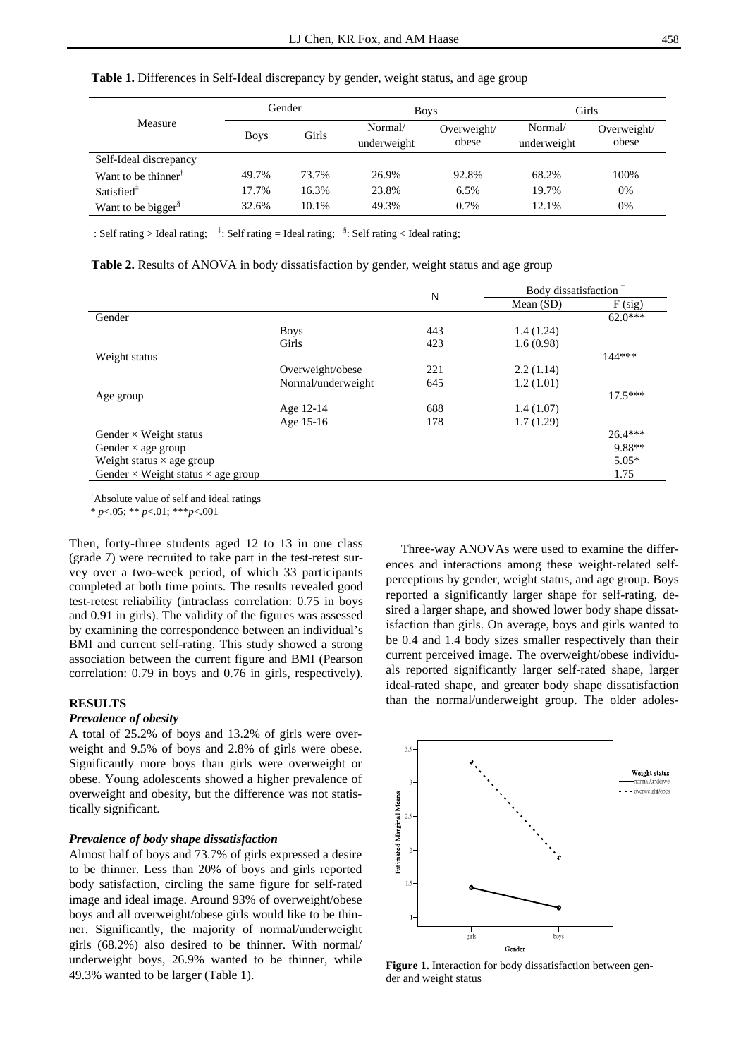**Table 1.** Differences in Self-Ideal discrepancy by gender, weight status, and age group

| Measure | Gender | | Boys | | Girls | |
|---|---|---|---|---|---|---|
| | Boys | Girls | Normal/ underweight | Overweight/ obese | Normal/ underweight | Overweight/ obese |
| Self-Ideal discrepancy | | | | | | |
| Want to be thinner[†] | 49.7% | 73.7% | 26.9% | 92.8% | 68.2% | 100% |
| Satisfied[‡] | 17.7% | 16.3% | 23.8% | 6.5% | 19.7% | 0% |
| Want to be bigger[§] | 32.6% | 10.1% | 49.3% | 0.7% | 12.1% | 0% |

[†]: Self rating > Ideal rating; [‡]: Self rating = Ideal rating; [§]: Self rating < Ideal rating;

**Table 2.** Results of ANOVA in body dissatisfaction by gender, weight status and age group

| | | N | Body dissatisfaction[†] Mean (SD) | F (sig) |
|---|---|---|---|---|
| Gender | | | | 62.0*** |
| | Boys | 443 | 1.4 (1.24) | |
| | Girls | 423 | 1.6 (0.98) | |
| Weight status | | | | 144*** |
| | Overweight/obese | 221 | 2.2 (1.14) | |
| | Normal/underweight | 645 | 1.2 (1.01) | |
| Age group | | | | 17.5*** |
| | Age 12-14 | 688 | 1.4 (1.07) | |
| | Age 15-16 | 178 | 1.7 (1.29) | |
| Gender × Weight status | | | | 26.4*** |
| Gender × age group | | | | 9.88** |
| Weight status × age group | | | | 5.05* |
| Gender × Weight status × age group | | | | 1.75 |

[†]Absolute value of self and ideal ratings

* $p$<.05; ** $p$<.01; *** $p$<.001

Then, forty-three students aged 12 to 13 in one class (grade 7) were recruited to take part in the test-retest survey over a two-week period, of which 33 participants completed at both time points. The results revealed good test-retest reliability (intraclass correlation: 0.75 in boys and 0.91 in girls). The validity of the figures was assessed by examining the correspondence between an individual's BMI and current self-rating. This study showed a strong association between the current figure and BMI (Pearson correlation: 0.79 in boys and 0.76 in girls, respectively).

## RESULTS

### *Prevalence of obesity*

A total of 25.2% of boys and 13.2% of girls were overweight and 9.5% of boys and 2.8% of girls were obese. Significantly more boys than girls were overweight or obese. Young adolescents showed a higher prevalence of overweight and obesity, but the difference was not statistically significant.

### *Prevalence of body shape dissatisfaction*

Almost half of boys and 73.7% of girls expressed a desire to be thinner. Less than 20% of boys and girls reported body satisfaction, circling the same figure for self-rated image and ideal image. Around 93% of overweight/obese boys and all overweight/obese girls would like to be thinner. Significantly, the majority of normal/underweight girls (68.2%) also desired to be thinner. With normal/ underweight boys, 26.9% wanted to be thinner, while 49.3% wanted to be larger (Table 1).

Three-way ANOVAs were used to examine the differences and interactions among these weight-related self-perceptions by gender, weight status, and age group. Boys reported a significantly larger shape for self-rating, desired a larger shape, and showed lower body shape dissatisfaction than girls. On average, boys and girls wanted to be 0.4 and 1.4 body sizes smaller respectively than their current perceived image. The overweight/obese individuals reported significantly larger self-rated shape, larger ideal-rated shape, and greater body shape dissatisfaction than the normal/underweight group. The older adoles-

**Figure 1.** Interaction for body dissatisfaction between gender and weight status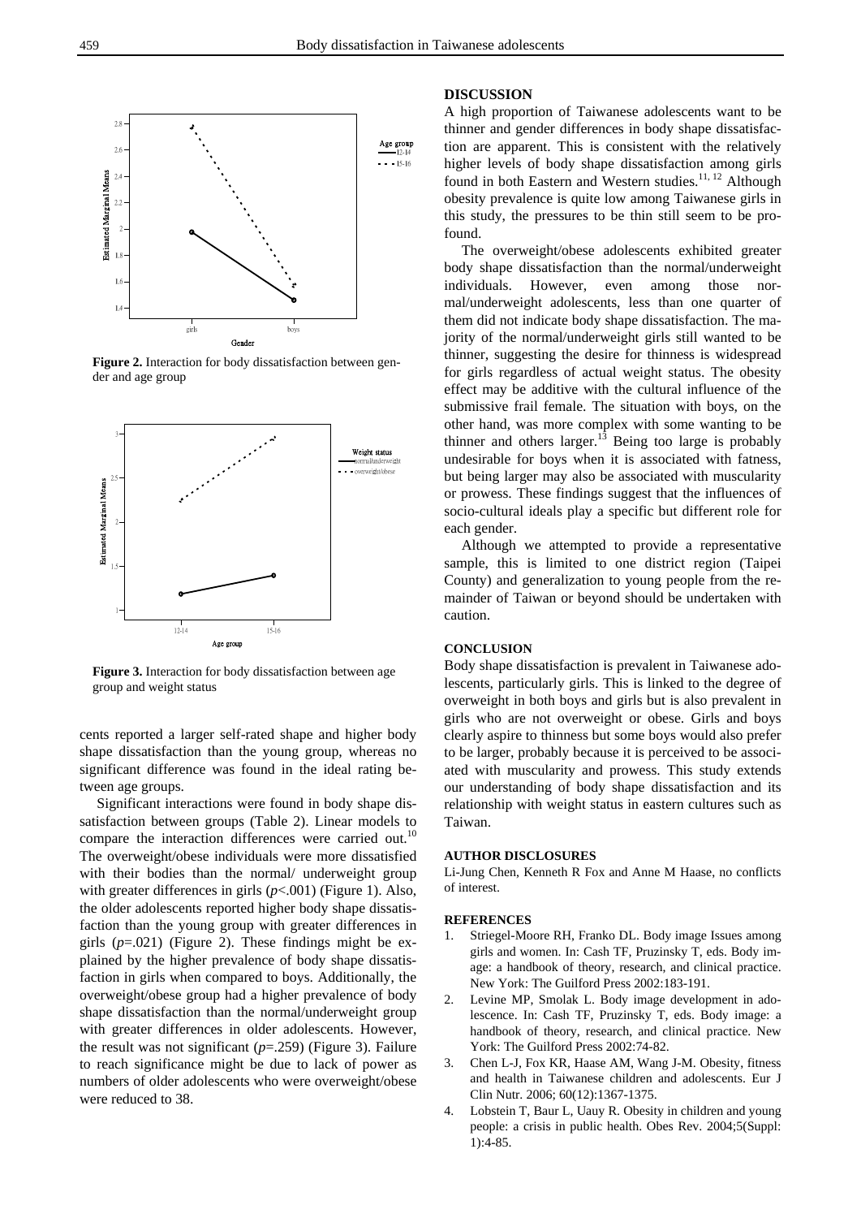**Figure 2.** Interaction for body dissatisfaction between gender and age group

**Figure 3.** Interaction for body dissatisfaction between age group and weight status

cents reported a larger self-rated shape and higher body shape dissatisfaction than the young group, whereas no significant difference was found in the ideal rating between age groups.

Significant interactions were found in body shape dissatisfaction between groups (Table 2). Linear models to compare the interaction differences were carried out.[10] The overweight/obese individuals were more dissatisfied with their bodies than the normal/ underweight group with greater differences in girls ($p$<.001) (Figure 1). Also, the older adolescents reported higher body shape dissatisfaction than the young group with greater differences in girls ($p$=.021) (Figure 2). These findings might be explained by the higher prevalence of body shape dissatisfaction in girls when compared to boys. Additionally, the overweight/obese group had a higher prevalence of body shape dissatisfaction than the normal/underweight group with greater differences in older adolescents. However, the result was not significant ($p$=.259) (Figure 3). Failure to reach significance might be due to lack of power as numbers of older adolescents who were overweight/obese were reduced to 38.

## DISCUSSION

A high proportion of Taiwanese adolescents want to be thinner and gender differences in body shape dissatisfaction are apparent. This is consistent with the relatively higher levels of body shape dissatisfaction among girls found in both Eastern and Western studies.[11, 12] Although obesity prevalence is quite low among Taiwanese girls in this study, the pressures to be thin still seem to be profound.

The overweight/obese adolescents exhibited greater body shape dissatisfaction than the normal/underweight individuals. However, even among those normal/underweight adolescents, less than one quarter of them did not indicate body shape dissatisfaction. The majority of the normal/underweight girls still wanted to be thinner, suggesting the desire for thinness is widespread for girls regardless of actual weight status. The obesity effect may be additive with the cultural influence of the submissive frail female. The situation with boys, on the other hand, was more complex with some wanting to be thinner and others larger.[13] Being too large is probably undesirable for boys when it is associated with fatness, but being larger may also be associated with muscularity or prowess. These findings suggest that the influences of socio-cultural ideals play a specific but different role for each gender.

Although we attempted to provide a representative sample, this is limited to one district region (Taipei County) and generalization to young people from the remainder of Taiwan or beyond should be undertaken with caution.

## CONCLUSION

Body shape dissatisfaction is prevalent in Taiwanese adolescents, particularly girls. This is linked to the degree of overweight in both boys and girls but is also prevalent in girls who are not overweight or obese. Girls and boys clearly aspire to thinness but some boys would also prefer to be larger, probably because it is perceived to be associated with muscularity and prowess. This study extends our understanding of body shape dissatisfaction and its relationship with weight status in eastern cultures such as Taiwan.

## AUTHOR DISCLOSURES

Li-Jung Chen, Kenneth R Fox and Anne M Haase, no conflicts of interest.

## REFERENCES

1. Striegel-Moore RH, Franko DL. Body image Issues among girls and women. In: Cash TF, Pruzinsky T, eds. Body image: a handbook of theory, research, and clinical practice. New York: The Guilford Press 2002:183-191.
2. Levine MP, Smolak L. Body image development in adolescence. In: Cash TF, Pruzinsky T, eds. Body image: a handbook of theory, research, and clinical practice. New York: The Guilford Press 2002:74-82.
3. Chen L-J, Fox KR, Haase AM, Wang J-M. Obesity, fitness and health in Taiwanese children and adolescents. Eur J Clin Nutr. 2006; 60(12):1367-1375.
4. Lobstein T, Baur L, Uauy R. Obesity in children and young people: a crisis in public health. Obes Rev. 2004;5(Suppl: 1):4-85.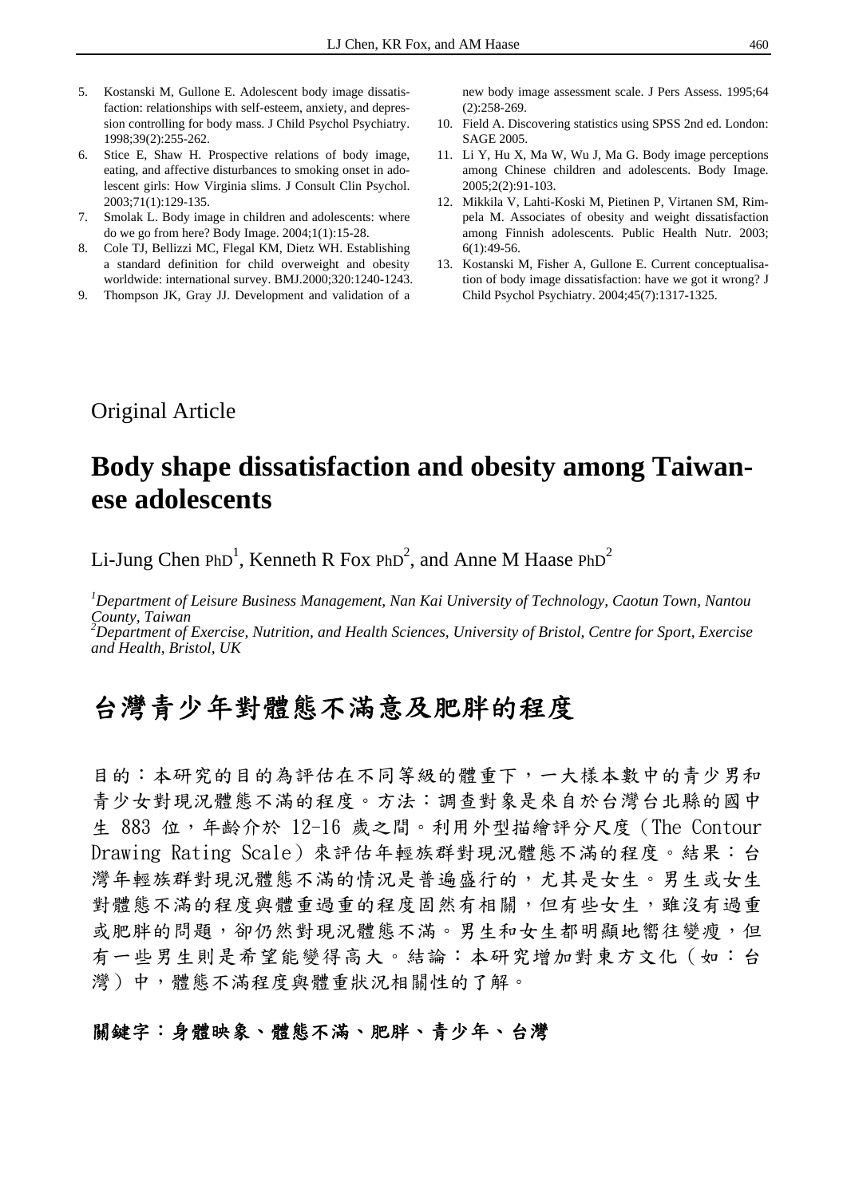5. Kostanski M, Gullone E. Adolescent body image dissatisfaction: relationships with self-esteem, anxiety, and depression controlling for body mass. J Child Psychol Psychiatry. 1998;39(2):255-262.
6. Stice E, Shaw H. Prospective relations of body image, eating, and affective disturbances to smoking onset in adolescent girls: How Virginia slims. J Consult Clin Psychol. 2003;71(1):129-135.
7. Smolak L. Body image in children and adolescents: where do we go from here? Body Image. 2004;1(1):15-28.
8. Cole TJ, Bellizzi MC, Flegal KM, Dietz WH. Establishing a standard definition for child overweight and obesity worldwide: international survey. BMJ.2000;320:1240-1243.
9. Thompson JK, Gray JJ. Development and validation of a new body image assessment scale. J Pers Assess. 1995;64 (2):258-269.
10. Field A. Discovering statistics using SPSS 2nd ed. London: SAGE 2005.
11. Li Y, Hu X, Ma W, Wu J, Ma G. Body image perceptions among Chinese children and adolescents. Body Image. 2005;2(2):91-103.
12. Mikkila V, Lahti-Koski M, Pietinen P, Virtanen SM, Rimpela M. Associates of obesity and weight dissatisfaction among Finnish adolescents. Public Health Nutr. 2003; 6(1):49-56.
13. Kostanski M, Fisher A, Gullone E. Current conceptualisation of body image dissatisfaction: have we got it wrong? J Child Psychol Psychiatry. 2004;45(7):1317-1325.

Original Article

# Body shape dissatisfaction and obesity among Taiwanese adolescents

Li-Jung Chen PhD[1], Kenneth R Fox PhD[2], and Anne M Haase PhD[2]

*[1]Department of Leisure Business Management, Nan Kai University of Technology, Caotun Town, Nantou County, Taiwan*
*[2]Department of Exercise, Nutrition, and Health Sciences, University of Bristol, Centre for Sport, Exercise and Health, Bristol, UK*

# 台灣青少年對體態不滿意及肥胖的程度

目的：本研究的目的為評估在不同等級的體重下，一大樣本數中的青少男和青少女對現況體態不滿的程度。方法：調查對象是來自於台灣台北縣的國中生 883 位，年齡介於 12-16 歲之間。利用外型描繪評分尺度（The Contour Drawing Rating Scale）來評估年輕族群對現況體態不滿的程度。結果：台灣年輕族群對現況體態不滿的情況是普遍盛行的，尤其是女生。男生或女生對體態不滿的程度與體重過重的程度固然有相關，但有些女生，雖沒有過重或肥胖的問題，卻仍然對現況體態不滿。男生和女生都明顯地嚮往變瘦，但有一些男生則是希望能變得高大。結論：本研究增加對東方文化（如：台灣）中，體態不滿程度與體重狀況相關性的了解。

**關鍵字：身體映象、體態不滿、肥胖、青少年、台灣**